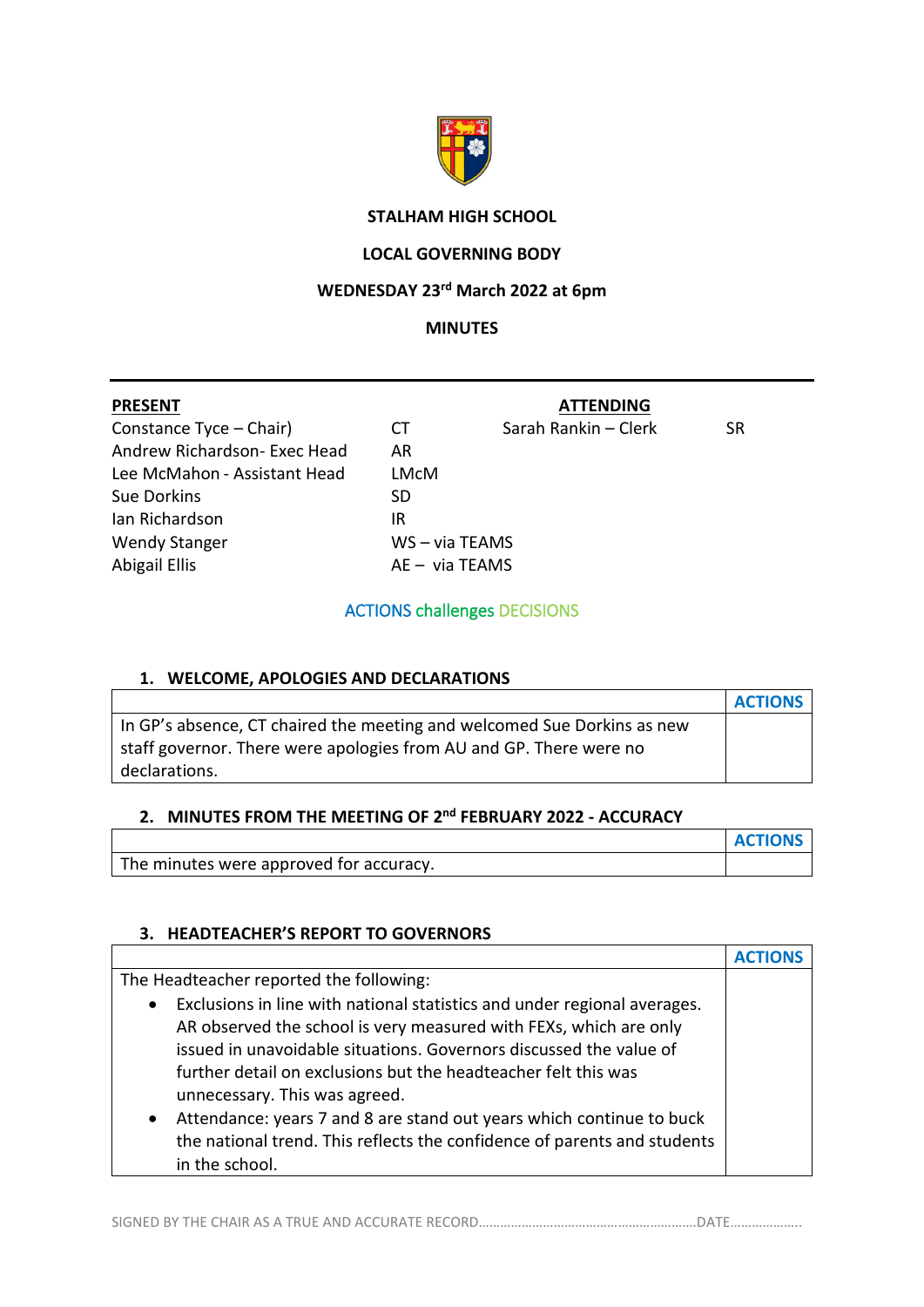**STALHAM HIGH SCHOOL**

**LOCAL GOVERNING BODY**

**WEDNESDAY 23rd March 2022 at 6pm**

**MINUTES**

| **PRESENT** | | **ATTENDING** | |
|---|---|---|---|
| Constance Tyce – Chair) | CT | Sarah Rankin – Clerk | SR |
| Andrew Richardson- Exec Head | AR | | |
| Lee McMahon - Assistant Head | LMcM | | |
| Sue Dorkins | SD | | |
| Ian Richardson | IR | | |
| Wendy Stanger | WS – via TEAMS | | |
| Abigail Ellis | AE – via TEAMS | | |

ACTIONS challenges DECISIONS

## 1. WELCOME, APOLOGIES AND DECLARATIONS

| | **ACTIONS** |
|---|---|
| In GP's absence, CT chaired the meeting and welcomed Sue Dorkins as new staff governor. There were apologies from AU and GP. There were no declarations. | |

## 2. MINUTES FROM THE MEETING OF 2nd FEBRUARY 2022 - ACCURACY

| | **ACTIONS** |
|---|---|
| The minutes were approved for accuracy. | |

## 3. HEADTEACHER'S REPORT TO GOVERNORS

| | **ACTIONS** |
|---|---|
| The Headteacher reported the following:<br>• Exclusions in line with national statistics and under regional averages. AR observed the school is very measured with FEXs, which are only issued in unavoidable situations. Governors discussed the value of further detail on exclusions but the headteacher felt this was unnecessary. This was agreed.<br>• Attendance: years 7 and 8 are stand out years which continue to buck the national trend. This reflects the confidence of parents and students in the school. | |

SIGNED BY THE CHAIR AS A TRUE AND ACCURATE RECORD……………………………………………………DATE………………..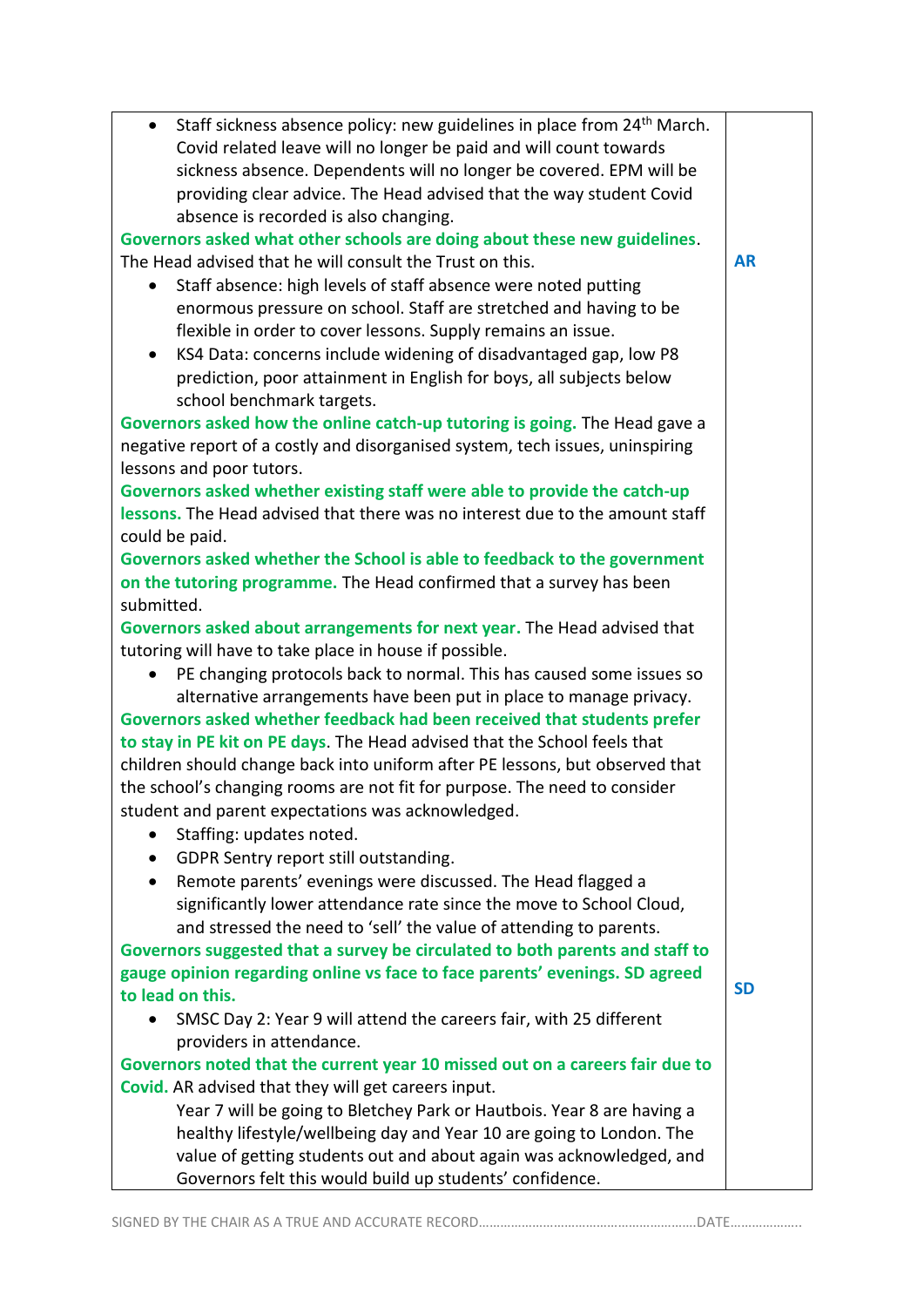| | |
|---|---|
| <ul><li>Staff sickness absence policy: new guidelines in place from 24th March. Covid related leave will no longer be paid and will count towards sickness absence. Dependents will no longer be covered. EPM will be providing clear advice. The Head advised that the way student Covid absence is recorded is also changing.</li></ul>**Governors asked what other schools are doing about these new guidelines**. The Head advised that he will consult the Trust on this. | **AR** |
| <ul><li>Staff absence: high levels of staff absence were noted putting enormous pressure on school. Staff are stretched and having to be flexible in order to cover lessons. Supply remains an issue.</li><li>KS4 Data: concerns include widening of disadvantaged gap, low P8 prediction, poor attainment in English for boys, all subjects below school benchmark targets.</li></ul>**Governors asked how the online catch-up tutoring is going.** The Head gave a negative report of a costly and disorganised system, tech issues, uninspiring lessons and poor tutors.<br>**Governors asked whether existing staff were able to provide the catch-up lessons.** The Head advised that there was no interest due to the amount staff could be paid.<br>**Governors asked whether the School is able to feedback to the government on the tutoring programme.** The Head confirmed that a survey has been submitted.<br>**Governors asked about arrangements for next year.** The Head advised that tutoring will have to take place in house if possible.<ul><li>PE changing protocols back to normal. This has caused some issues so alternative arrangements have been put in place to manage privacy.</li></ul>**Governors asked whether feedback had been received that students prefer to stay in PE kit on PE days**. The Head advised that the School feels that children should change back into uniform after PE lessons, but observed that the school's changing rooms are not fit for purpose. The need to consider student and parent expectations was acknowledged.<ul><li>Staffing: updates noted.</li><li>GDPR Sentry report still outstanding.</li><li>Remote parents' evenings were discussed. The Head flagged a significantly lower attendance rate since the move to School Cloud, and stressed the need to 'sell' the value of attending to parents.</li></ul>**Governors suggested that a survey be circulated to both parents and staff to gauge opinion regarding online vs face to face parents' evenings. SD agreed to lead on this.** | **SD** |
| <ul><li>SMSC Day 2: Year 9 will attend the careers fair, with 25 different providers in attendance.</li></ul>**Governors noted that the current year 10 missed out on a careers fair due to Covid.** AR advised that they will get careers input.<br>Year 7 will be going to Bletchey Park or Hautbois. Year 8 are having a healthy lifestyle/wellbeing day and Year 10 are going to London. The value of getting students out and about again was acknowledged, and Governors felt this would build up students' confidence. | |

SIGNED BY THE CHAIR AS A TRUE AND ACCURATE RECORD……………………………………………………DATE………………..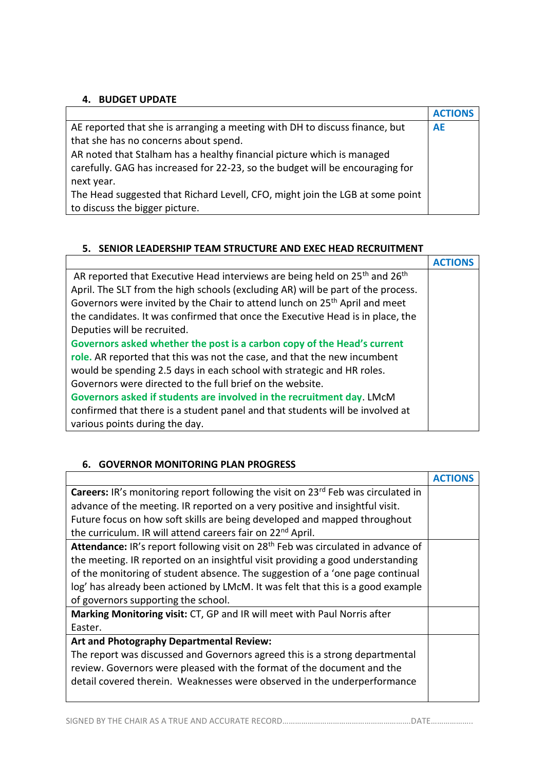## 4. BUDGET UPDATE

| | ACTIONS |
|---|---|
| AE reported that she is arranging a meeting with DH to discuss finance, but that she has no concerns about spend.<br>AR noted that Stalham has a healthy financial picture which is managed carefully. GAG has increased for 22-23, so the budget will be encouraging for next year.<br>The Head suggested that Richard Levell, CFO, might join the LGB at some point to discuss the bigger picture. | **AE** |

## 5. SENIOR LEADERSHIP TEAM STRUCTURE AND EXEC HEAD RECRUITMENT

| | ACTIONS |
|---|---|
| AR reported that Executive Head interviews are being held on 25th and 26th April. The SLT from the high schools (excluding AR) will be part of the process. Governors were invited by the Chair to attend lunch on 25th April and meet the candidates. It was confirmed that once the Executive Head is in place, the Deputies will be recruited.<br>**Governors asked whether the post is a carbon copy of the Head's current role.** AR reported that this was not the case, and that the new incumbent would be spending 2.5 days in each school with strategic and HR roles. Governors were directed to the full brief on the website.<br>**Governors asked if students are involved in the recruitment day**. LMcM confirmed that there is a student panel and that students will be involved at various points during the day. | |

## 6. GOVERNOR MONITORING PLAN PROGRESS

| | ACTIONS |
|---|---|
| **Careers:** IR's monitoring report following the visit on 23rd Feb was circulated in advance of the meeting. IR reported on a very positive and insightful visit. Future focus on how soft skills are being developed and mapped throughout the curriculum. IR will attend careers fair on 22nd April. | |
| **Attendance:** IR's report following visit on 28th Feb was circulated in advance of the meeting. IR reported on an insightful visit providing a good understanding of the monitoring of student absence. The suggestion of a 'one page continual log' has already been actioned by LMcM. It was felt that this is a good example of governors supporting the school. | |
| **Marking Monitoring visit:** CT, GP and IR will meet with Paul Norris after Easter. | |
| **Art and Photography Departmental Review:**<br>The report was discussed and Governors agreed this is a strong departmental review. Governors were pleased with the format of the document and the detail covered therein. Weaknesses were observed in the underperformance | |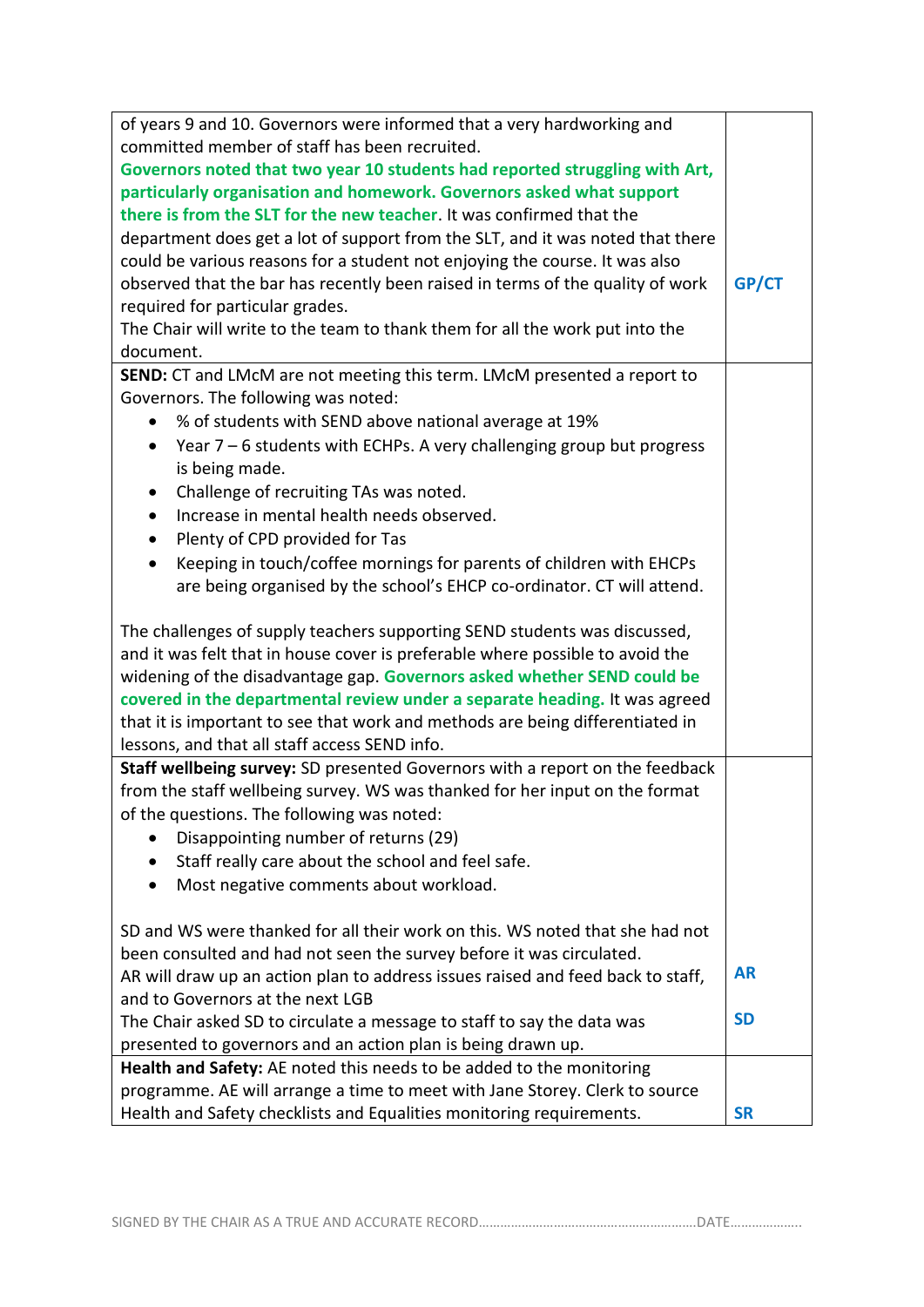| | |
|---|---|
| of years 9 and 10. Governors were informed that a very hardworking and committed member of staff has been recruited.<br>**Governors noted that two year 10 students had reported struggling with Art, particularly organisation and homework. Governors asked what support there is from the SLT for the new teacher.** It was confirmed that the department does get a lot of support from the SLT, and it was noted that there could be various reasons for a student not enjoying the course. It was also observed that the bar has recently been raised in terms of the quality of work required for particular grades.<br>The Chair will write to the team to thank them for all the work put into the document. | **GP/CT** |
| **SEND:** CT and LMcM are not meeting this term. LMcM presented a report to Governors. The following was noted:<br>• % of students with SEND above national average at 19%<br>• Year 7 – 6 students with ECHPs. A very challenging group but progress is being made.<br>• Challenge of recruiting TAs was noted.<br>• Increase in mental health needs observed.<br>• Plenty of CPD provided for Tas<br>• Keeping in touch/coffee mornings for parents of children with EHCPs are being organised by the school's EHCP co-ordinator. CT will attend.<br><br>The challenges of supply teachers supporting SEND students was discussed, and it was felt that in house cover is preferable where possible to avoid the widening of the disadvantage gap. **Governors asked whether SEND could be covered in the departmental review under a separate heading.** It was agreed that it is important to see that work and methods are being differentiated in lessons, and that all staff access SEND info. | |
| **Staff wellbeing survey:** SD presented Governors with a report on the feedback from the staff wellbeing survey. WS was thanked for her input on the format of the questions. The following was noted:<br>• Disappointing number of returns (29)<br>• Staff really care about the school and feel safe.<br>• Most negative comments about workload.<br><br>SD and WS were thanked for all their work on this. WS noted that she had not been consulted and had not seen the survey before it was circulated.<br>AR will draw up an action plan to address issues raised and feed back to staff, and to Governors at the next LGB<br>The Chair asked SD to circulate a message to staff to say the data was presented to governors and an action plan is being drawn up. | **AR**<br><br>**SD** |
| **Health and Safety:** AE noted this needs to be added to the monitoring programme. AE will arrange a time to meet with Jane Storey. Clerk to source Health and Safety checklists and Equalities monitoring requirements. | **SR** |

SIGNED BY THE CHAIR AS A TRUE AND ACCURATE RECORD……………………………………………………DATE………………..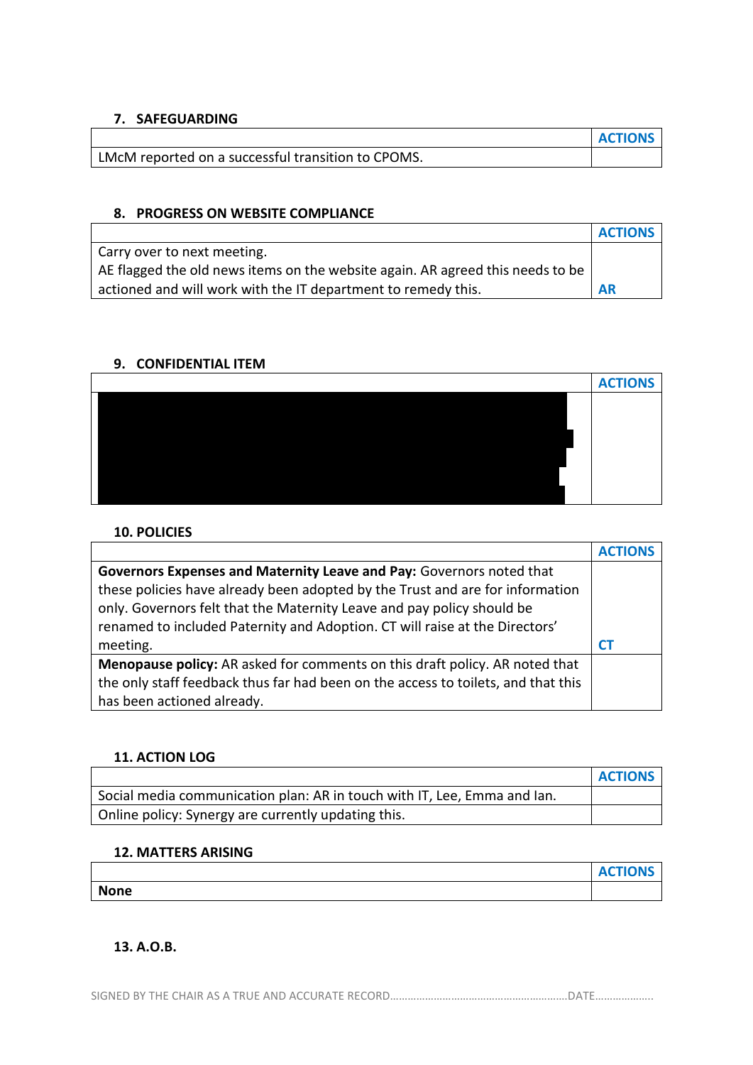### 7. SAFEGUARDING

| | ACTIONS |
|---|---|
| LMcM reported on a successful transition to CPOMS. | |

### 8. PROGRESS ON WEBSITE COMPLIANCE

| | ACTIONS |
|---|---|
| Carry over to next meeting.<br>AE flagged the old news items on the website again. AR agreed this needs to be actioned and will work with the IT department to remedy this. | AR |

### 9. CONFIDENTIAL ITEM

| | ACTIONS |
|---|---|
| [REDACTED] | |

### 10. POLICIES

| | ACTIONS |
|---|---|
| **Governors Expenses and Maternity Leave and Pay:** Governors noted that these policies have already been adopted by the Trust and are for information only. Governors felt that the Maternity Leave and pay policy should be renamed to included Paternity and Adoption. CT will raise at the Directors' meeting. | CT |
| **Menopause policy:** AR asked for comments on this draft policy. AR noted that the only staff feedback thus far had been on the access to toilets, and that this has been actioned already. | |

### 11. ACTION LOG

| | ACTIONS |
|---|---|
| Social media communication plan: AR in touch with IT, Lee, Emma and Ian. | |
| Online policy: Synergy are currently updating this. | |

### 12. MATTERS ARISING

| | ACTIONS |
|---|---|
| **None** | |

### 13. A.O.B.

SIGNED BY THE CHAIR AS A TRUE AND ACCURATE RECORD……………………………………………………DATE………………..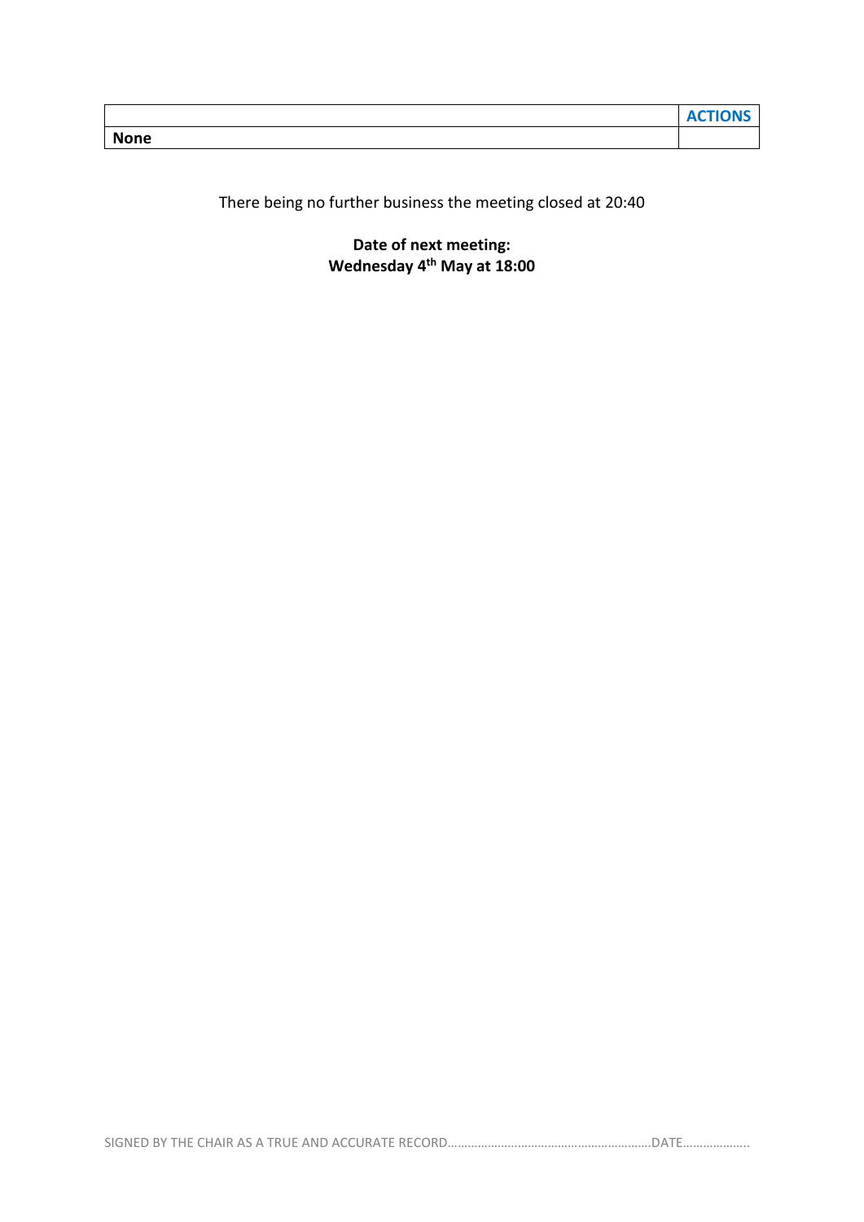| | ACTIONS |
|---|---|
| **None** | |

There being no further business the meeting closed at 20:40

**Date of next meeting:**
**Wednesday 4th May at 18:00**

SIGNED BY THE CHAIR AS A TRUE AND ACCURATE RECORD……………………………………………………DATE………………..